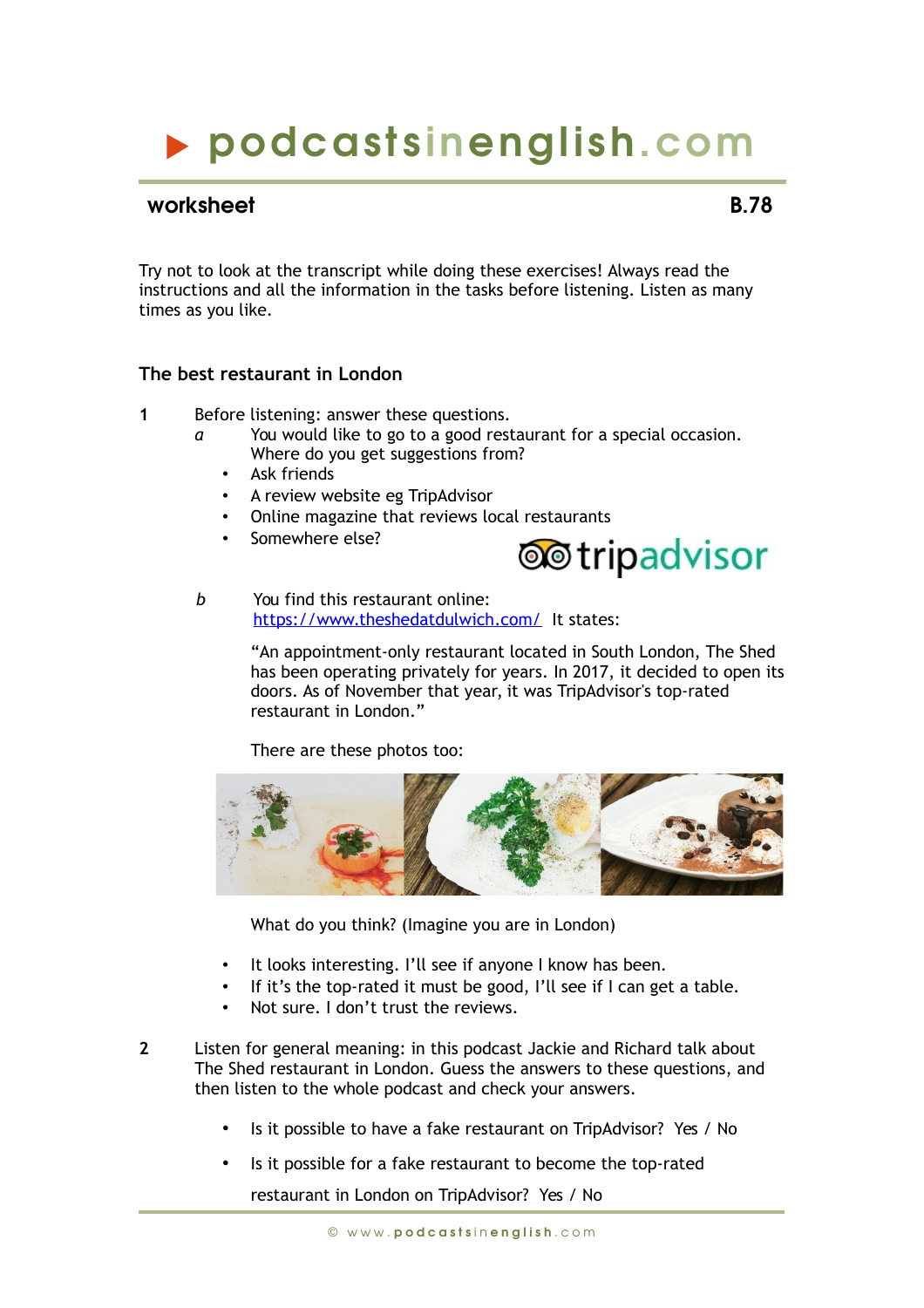# ▶ podcastsinenglish.com

**worksheet** **B.78**

Try not to look at the transcript while doing these exercises! Always read the instructions and all the information in the tasks before listening. Listen as many times as you like.

## The best restaurant in London

**1** Before listening: answer these questions.

*a* You would like to go to a good restaurant for a special occasion. Where do you get suggestions from?

- Ask friends
- A review website eg TripAdvisor
- Online magazine that reviews local restaurants
- Somewhere else?

*b* You find this restaurant online: https://www.theshedatdulwich.com/ It states:

"An appointment-only restaurant located in South London, The Shed has been operating privately for years. In 2017, it decided to open its doors. As of November that year, it was TripAdvisor's top-rated restaurant in London."

There are these photos too:

What do you think? (Imagine you are in London)

- It looks interesting. I'll see if anyone I know has been.
- If it's the top-rated it must be good, I'll see if I can get a table.
- Not sure. I don't trust the reviews.

**2** Listen for general meaning: in this podcast Jackie and Richard talk about The Shed restaurant in London. Guess the answers to these questions, and then listen to the whole podcast and check your answers.

- Is it possible to have a fake restaurant on TripAdvisor? Yes / No
- Is it possible for a fake restaurant to become the top-rated restaurant in London on TripAdvisor? Yes / No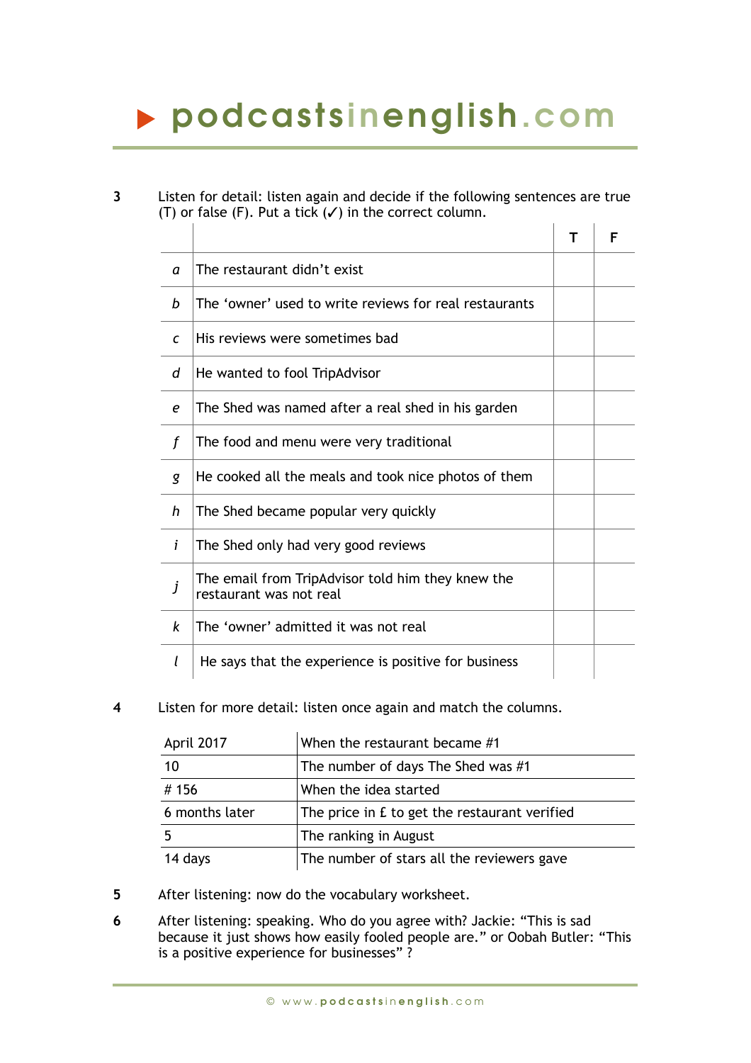3 Listen for detail: listen again and decide if the following sentences are true (T) or false (F). Put a tick (✓) in the correct column.

| | | T | F |
|---|---|---|---|
| *a* | The restaurant didn't exist | | |
| *b* | The 'owner' used to write reviews for real restaurants | | |
| *c* | His reviews were sometimes bad | | |
| *d* | He wanted to fool TripAdvisor | | |
| *e* | The Shed was named after a real shed in his garden | | |
| *f* | The food and menu were very traditional | | |
| *g* | He cooked all the meals and took nice photos of them | | |
| *h* | The Shed became popular very quickly | | |
| *i* | The Shed only had very good reviews | | |
| *j* | The email from TripAdvisor told him they knew the restaurant was not real | | |
| *k* | The 'owner' admitted it was not real | | |
| *l* | He says that the experience is positive for business | | |

4 Listen for more detail: listen once again and match the columns.

| | |
|---|---|
| April 2017 | When the restaurant became #1 |
| 10 | The number of days The Shed was #1 |
| # 156 | When the idea started |
| 6 months later | The price in £ to get the restaurant verified |
| 5 | The ranking in August |
| 14 days | The number of stars all the reviewers gave |

5 After listening: now do the vocabulary worksheet.

6 After listening: speaking. Who do you agree with? Jackie: "This is sad because it just shows how easily fooled people are." or Oobah Butler: "This is a positive experience for businesses" ?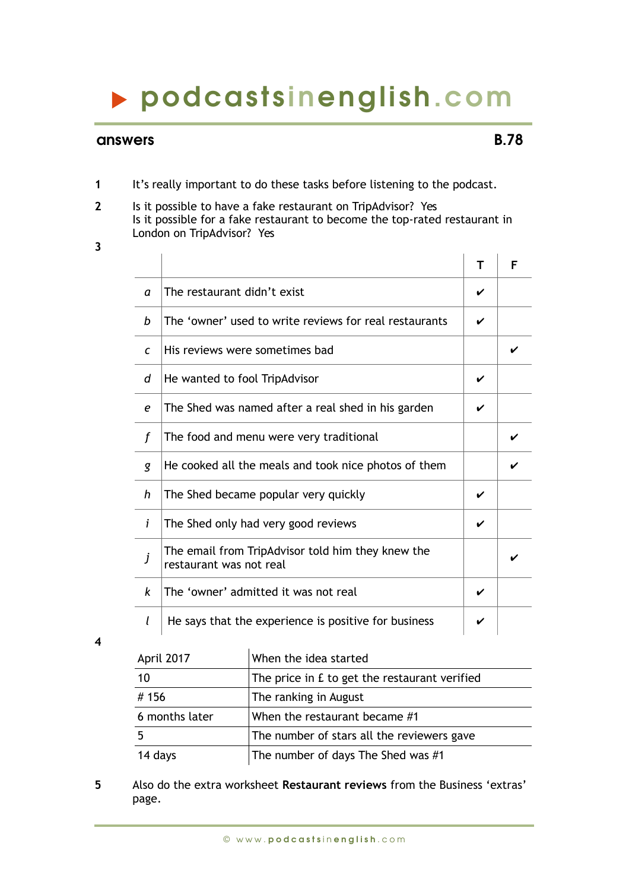# podcastsinenglish.com

## answers — B.78

1 It's really important to do these tasks before listening to the podcast.

2 Is it possible to have a fake restaurant on TripAdvisor? Yes
Is it possible for a fake restaurant to become the top-rated restaurant in London on TripAdvisor? Yes

3

| | | T | F |
|---|---|---|---|
| *a* | The restaurant didn't exist | ✔ | |
| *b* | The 'owner' used to write reviews for real restaurants | ✔ | |
| *c* | His reviews were sometimes bad | | ✔ |
| *d* | He wanted to fool TripAdvisor | ✔ | |
| *e* | The Shed was named after a real shed in his garden | ✔ | |
| *f* | The food and menu were very traditional | | ✔ |
| *g* | He cooked all the meals and took nice photos of them | | ✔ |
| *h* | The Shed became popular very quickly | ✔ | |
| *i* | The Shed only had very good reviews | ✔ | |
| *j* | The email from TripAdvisor told him they knew the restaurant was not real | | ✔ |
| *k* | The 'owner' admitted it was not real | ✔ | |
| *l* | He says that the experience is positive for business | ✔ | |

4

| | |
|---|---|
| April 2017 | When the idea started |
| 10 | The price in £ to get the restaurant verified |
| # 156 | The ranking in August |
| 6 months later | When the restaurant became #1 |
| 5 | The number of stars all the reviewers gave |
| 14 days | The number of days The Shed was #1 |

5 Also do the extra worksheet **Restaurant reviews** from the Business 'extras' page.